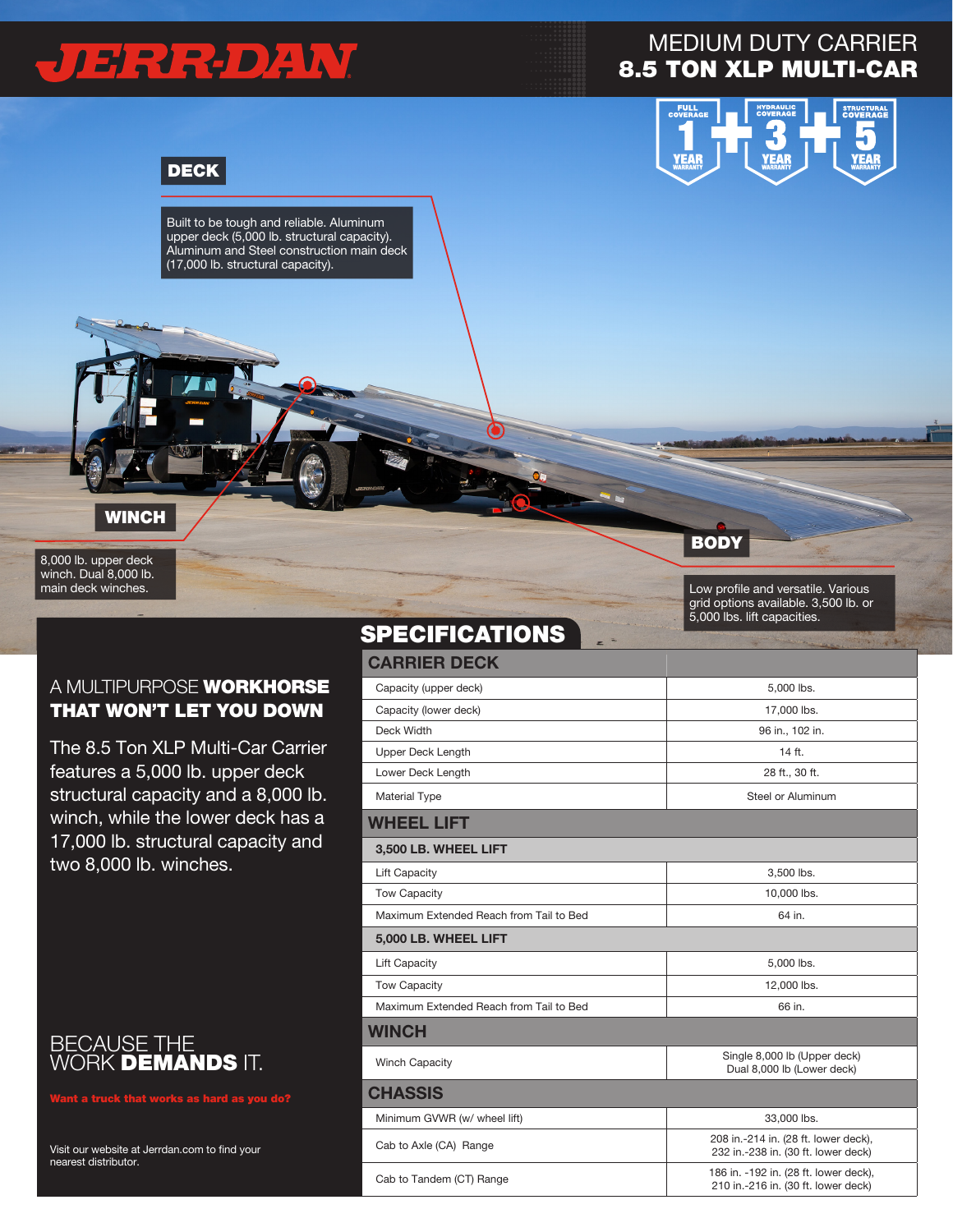# JERR-DAN

## MEDIUM DUTY CARRIER
## 8.5 TON XLP MULTI-CAR

FULL COVERAGE 1 YEAR WARRANTY + HYDRAULIC COVERAGE 3 YEAR WARRANTY + STRUCTURAL COVERAGE 5 YEAR WARRANTY

### DECK

Built to be tough and reliable. Aluminum upper deck (5,000 lb. structural capacity). Aluminum and Steel construction main deck (17,000 lb. structural capacity).

### WINCH

8,000 lb. upper deck winch. Dual 8,000 lb. main deck winches.

### BODY

Low profile and versatile. Various grid options available. 3,500 lb. or 5,000 lbs. lift capacities.

## A MULTIPURPOSE **WORKHORSE THAT WON'T LET YOU DOWN**

The 8.5 Ton XLP Multi-Car Carrier features a 5,000 lb. upper deck structural capacity and a 8,000 lb. winch, while the lower deck has a 17,000 lb. structural capacity and two 8,000 lb. winches.

## SPECIFICATIONS

| CARRIER DECK | |
|---|---|
| Capacity (upper deck) | 5,000 lbs. |
| Capacity (lower deck) | 17,000 lbs. |
| Deck Width | 96 in., 102 in. |
| Upper Deck Length | 14 ft. |
| Lower Deck Length | 28 ft., 30 ft. |
| Material Type | Steel or Aluminum |
| **WHEEL LIFT** | |
| **3,500 LB. WHEEL LIFT** | |
| Lift Capacity | 3,500 lbs. |
| Tow Capacity | 10,000 lbs. |
| Maximum Extended Reach from Tail to Bed | 64 in. |
| **5,000 LB. WHEEL LIFT** | |
| Lift Capacity | 5,000 lbs. |
| Tow Capacity | 12,000 lbs. |
| Maximum Extended Reach from Tail to Bed | 66 in. |
| **WINCH** | |
| Winch Capacity | Single 8,000 lb (Upper deck) Dual 8,000 lb (Lower deck) |
| **CHASSIS** | |
| Minimum GVWR (w/ wheel lift) | 33,000 lbs. |
| Cab to Axle (CA) Range | 208 in.-214 in. (28 ft. lower deck), 232 in.-238 in. (30 ft. lower deck) |
| Cab to Tandem (CT) Range | 186 in. -192 in. (28 ft. lower deck), 210 in.-216 in. (30 ft. lower deck) |

## BECAUSE THE WORK **DEMANDS** IT.

**Want a truck that works as hard as you do?**

Visit our website at Jerrdan.com to find your nearest distributor.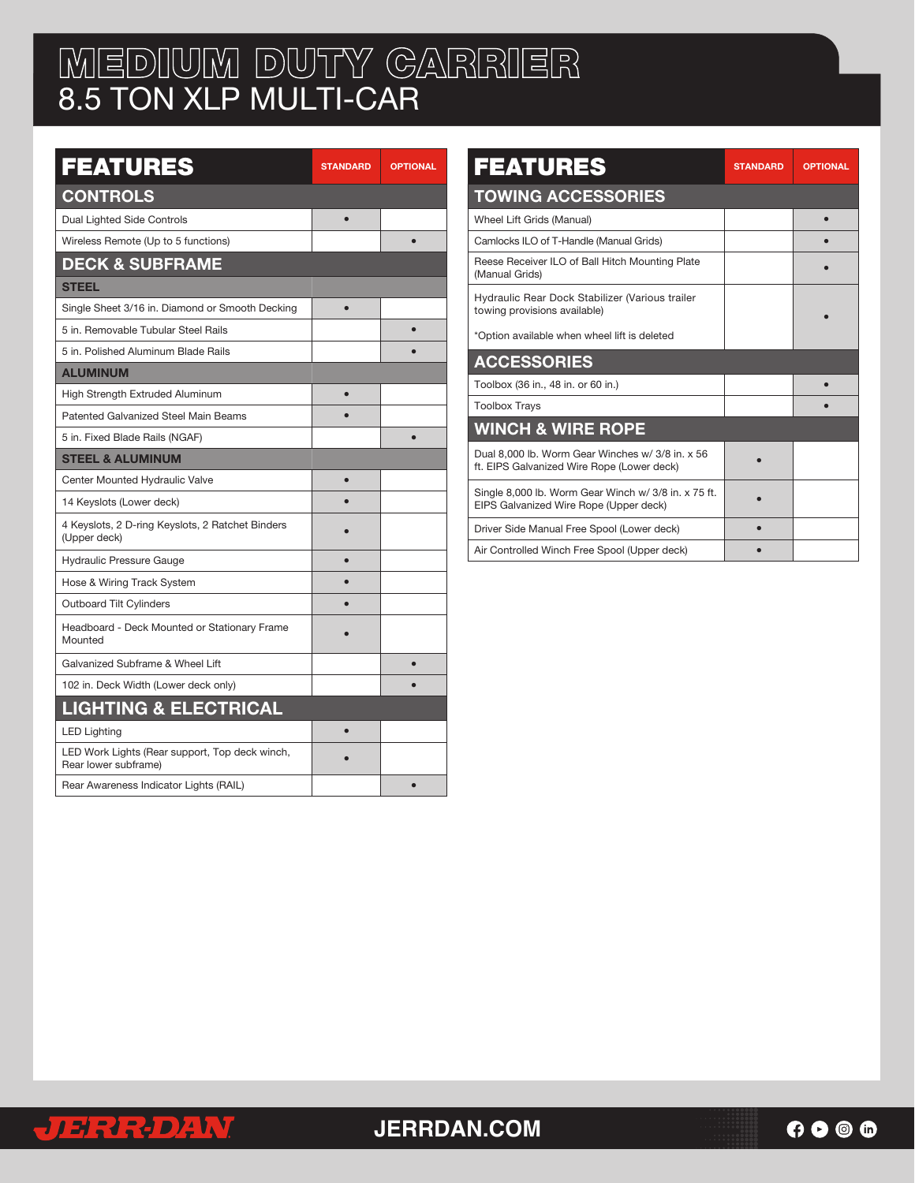# MEDIUM DUTY CARRIER
## 8.5 TON XLP MULTI-CAR

| FEATURES | STANDARD | OPTIONAL |
|---|---|---|
| **CONTROLS** | | |
| Dual Lighted Side Controls | • | |
| Wireless Remote (Up to 5 functions) | | • |
| **DECK & SUBFRAME** | | |
| **STEEL** | | |
| Single Sheet 3/16 in. Diamond or Smooth Decking | • | |
| 5 in. Removable Tubular Steel Rails | | • |
| 5 in. Polished Aluminum Blade Rails | | • |
| **ALUMINUM** | | |
| High Strength Extruded Aluminum | • | |
| Patented Galvanized Steel Main Beams | • | |
| 5 in. Fixed Blade Rails (NGAF) | | • |
| **STEEL & ALUMINUM** | | |
| Center Mounted Hydraulic Valve | • | |
| 14 Keyslots (Lower deck) | • | |
| 4 Keyslots, 2 D-ring Keyslots, 2 Ratchet Binders (Upper deck) | • | |
| Hydraulic Pressure Gauge | • | |
| Hose & Wiring Track System | • | |
| Outboard Tilt Cylinders | • | |
| Headboard - Deck Mounted or Stationary Frame Mounted | • | |
| Galvanized Subframe & Wheel Lift | | • |
| 102 in. Deck Width (Lower deck only) | | • |
| **LIGHTING & ELECTRICAL** | | |
| LED Lighting | • | |
| LED Work Lights (Rear support, Top deck winch, Rear lower subframe) | • | |
| Rear Awareness Indicator Lights (RAIL) | | • |

| FEATURES | STANDARD | OPTIONAL |
|---|---|---|
| **TOWING ACCESSORIES** | | |
| Wheel Lift Grids (Manual) | | • |
| Camlocks ILO of T-Handle (Manual Grids) | | • |
| Reese Receiver ILO of Ball Hitch Mounting Plate (Manual Grids) | | • |
| Hydraulic Rear Dock Stabilizer (Various trailer towing provisions available) *Option available when wheel lift is deleted | | • |
| **ACCESSORIES** | | |
| Toolbox (36 in., 48 in. or 60 in.) | | • |
| Toolbox Trays | | • |
| **WINCH & WIRE ROPE** | | |
| Dual 8,000 lb. Worm Gear Winches w/ 3/8 in. x 56 ft. EIPS Galvanized Wire Rope (Lower deck) | • | |
| Single 8,000 lb. Worm Gear Winch w/ 3/8 in. x 75 ft. EIPS Galvanized Wire Rope (Upper deck) | • | |
| Driver Side Manual Free Spool (Lower deck) | • | |
| Air Controlled Winch Free Spool (Upper deck) | • | |

JERR-DAN

JERRDAN.COM